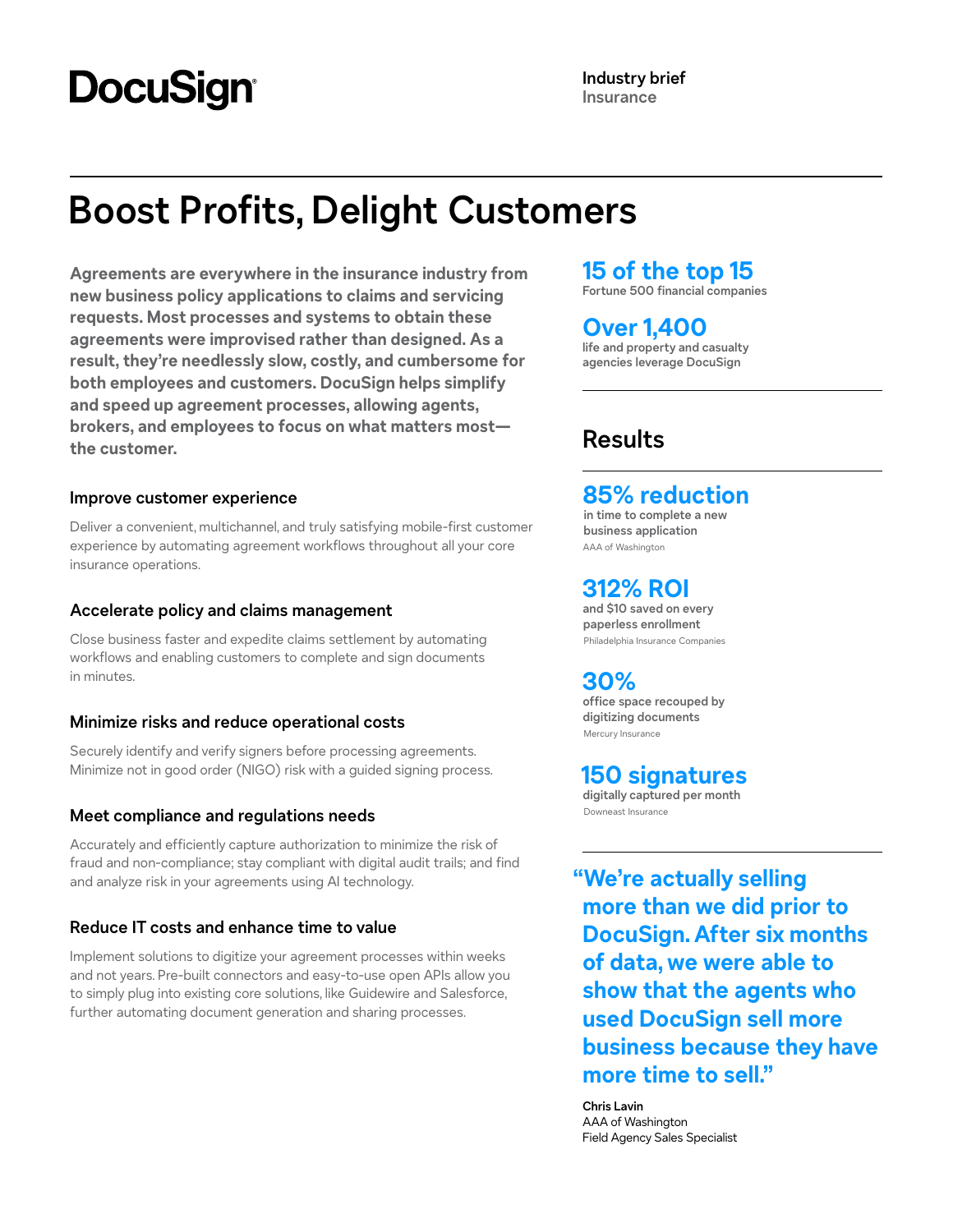DocuSign

**Industry brief**
Insurance

# Boost Profits, Delight Customers

**Agreements are everywhere in the insurance industry from new business policy applications to claims and servicing requests. Most processes and systems to obtain these agreements were improvised rather than designed. As a result, they're needlessly slow, costly, and cumbersome for both employees and customers. DocuSign helps simplify and speed up agreement processes, allowing agents, brokers, and employees to focus on what matters most—the customer.**

### Improve customer experience

Deliver a convenient, multichannel, and truly satisfying mobile-first customer experience by automating agreement workflows throughout all your core insurance operations.

### Accelerate policy and claims management

Close business faster and expedite claims settlement by automating workflows and enabling customers to complete and sign documents in minutes.

### Minimize risks and reduce operational costs

Securely identify and verify signers before processing agreements. Minimize not in good order (NIGO) risk with a guided signing process.

### Meet compliance and regulations needs

Accurately and efficiently capture authorization to minimize the risk of fraud and non-compliance; stay compliant with digital audit trails; and find and analyze risk in your agreements using AI technology.

### Reduce IT costs and enhance time to value

Implement solutions to digitize your agreement processes within weeks and not years. Pre-built connectors and easy-to-use open APIs allow you to simply plug into existing core solutions, like Guidewire and Salesforce, further automating document generation and sharing processes.

**15 of the top 15**
Fortune 500 financial companies

**Over 1,400**
life and property and casualty agencies leverage DocuSign

## Results

**85% reduction**
in time to complete a new business application
AAA of Washington

**312% ROI**
and $10 saved on every paperless enrollment
Philadelphia Insurance Companies

**30%**
office space recouped by digitizing documents
Mercury Insurance

**150 signatures**
digitally captured per month
Downeast Insurance

**"We're actually selling more than we did prior to DocuSign. After six months of data, we were able to show that the agents who used DocuSign sell more business because they have more time to sell."**

**Chris Lavin**
AAA of Washington
Field Agency Sales Specialist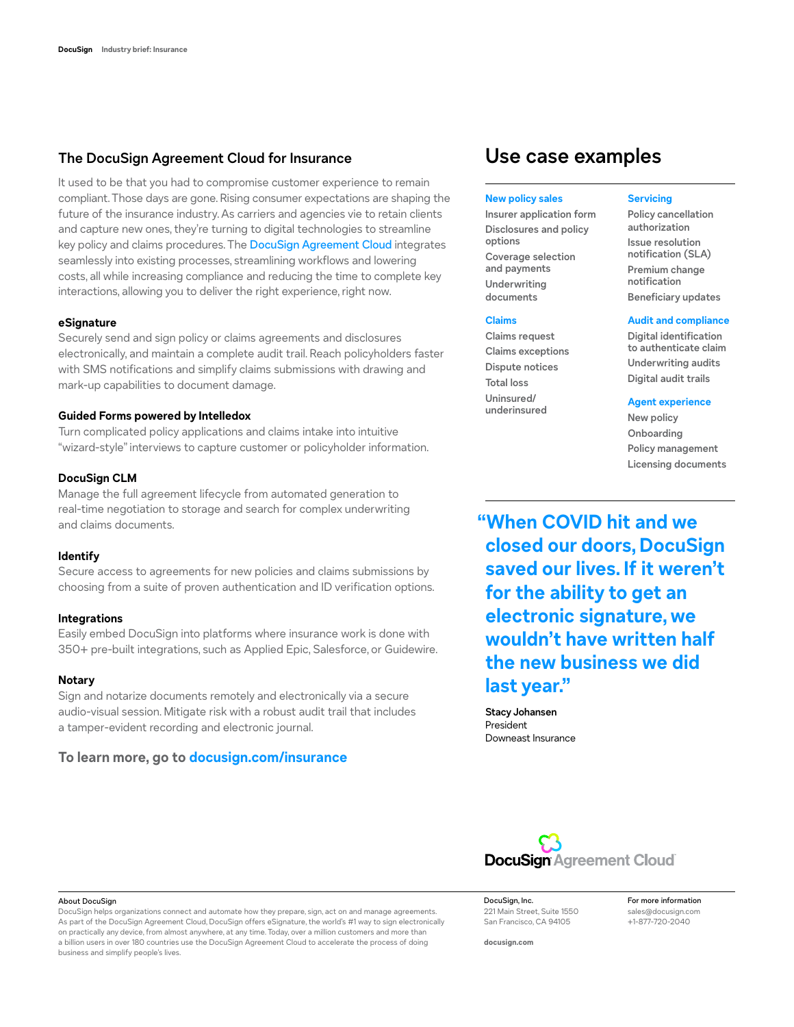## The DocuSign Agreement Cloud for Insurance

It used to be that you had to compromise customer experience to remain compliant. Those days are gone. Rising consumer expectations are shaping the future of the insurance industry. As carriers and agencies vie to retain clients and capture new ones, they're turning to digital technologies to streamline key policy and claims procedures. The DocuSign Agreement Cloud integrates seamlessly into existing processes, streamlining workflows and lowering costs, all while increasing compliance and reducing the time to complete key interactions, allowing you to deliver the right experience, right now.

**eSignature**
Securely send and sign policy or claims agreements and disclosures electronically, and maintain a complete audit trail. Reach policyholders faster with SMS notifications and simplify claims submissions with drawing and mark-up capabilities to document damage.

**Guided Forms powered by Intelledox**
Turn complicated policy applications and claims intake into intuitive "wizard-style" interviews to capture customer or policyholder information.

**DocuSign CLM**
Manage the full agreement lifecycle from automated generation to real-time negotiation to storage and search for complex underwriting and claims documents.

**Identify**
Secure access to agreements for new policies and claims submissions by choosing from a suite of proven authentication and ID verification options.

**Integrations**
Easily embed DocuSign into platforms where insurance work is done with 350+ pre-built integrations, such as Applied Epic, Salesforce, or Guidewire.

**Notary**
Sign and notarize documents remotely and electronically via a secure audio-visual session. Mitigate risk with a robust audit trail that includes a tamper-evident recording and electronic journal.

**To learn more, go to docusign.com/insurance**

# Use case examples

**New policy sales**
- Insurer application form
- Disclosures and policy options
- Coverage selection and payments
- Underwriting documents

**Claims**
- Claims request
- Claims exceptions
- Dispute notices
- Total loss
- Uninsured/underinsured

**Servicing**
- Policy cancellation authorization
- Issue resolution notification (SLA)
- Premium change notification
- Beneficiary updates

**Audit and compliance**
- Digital identification to authenticate claim
- Underwriting audits
- Digital audit trails

**Agent experience**
- New policy
- Onboarding
- Policy management
- Licensing documents

> **"When COVID hit and we closed our doors, DocuSign saved our lives. If it weren't for the ability to get an electronic signature, we wouldn't have written half the new business we did last year."**

Stacy Johansen
President
Downeast Insurance

DocuSign Agreement Cloud

About DocuSign
DocuSign helps organizations connect and automate how they prepare, sign, act on and manage agreements. As part of the DocuSign Agreement Cloud, DocuSign offers eSignature, the world's #1 way to sign electronically on practically any device, from almost anywhere, at any time. Today, over a million customers and more than a billion users in over 180 countries use the DocuSign Agreement Cloud to accelerate the process of doing business and simplify people's lives.

DocuSign, Inc.
221 Main Street, Suite 1550
San Francisco, CA 94105

docusign.com

For more information
sales@docusign.com
+1-877-720-2040